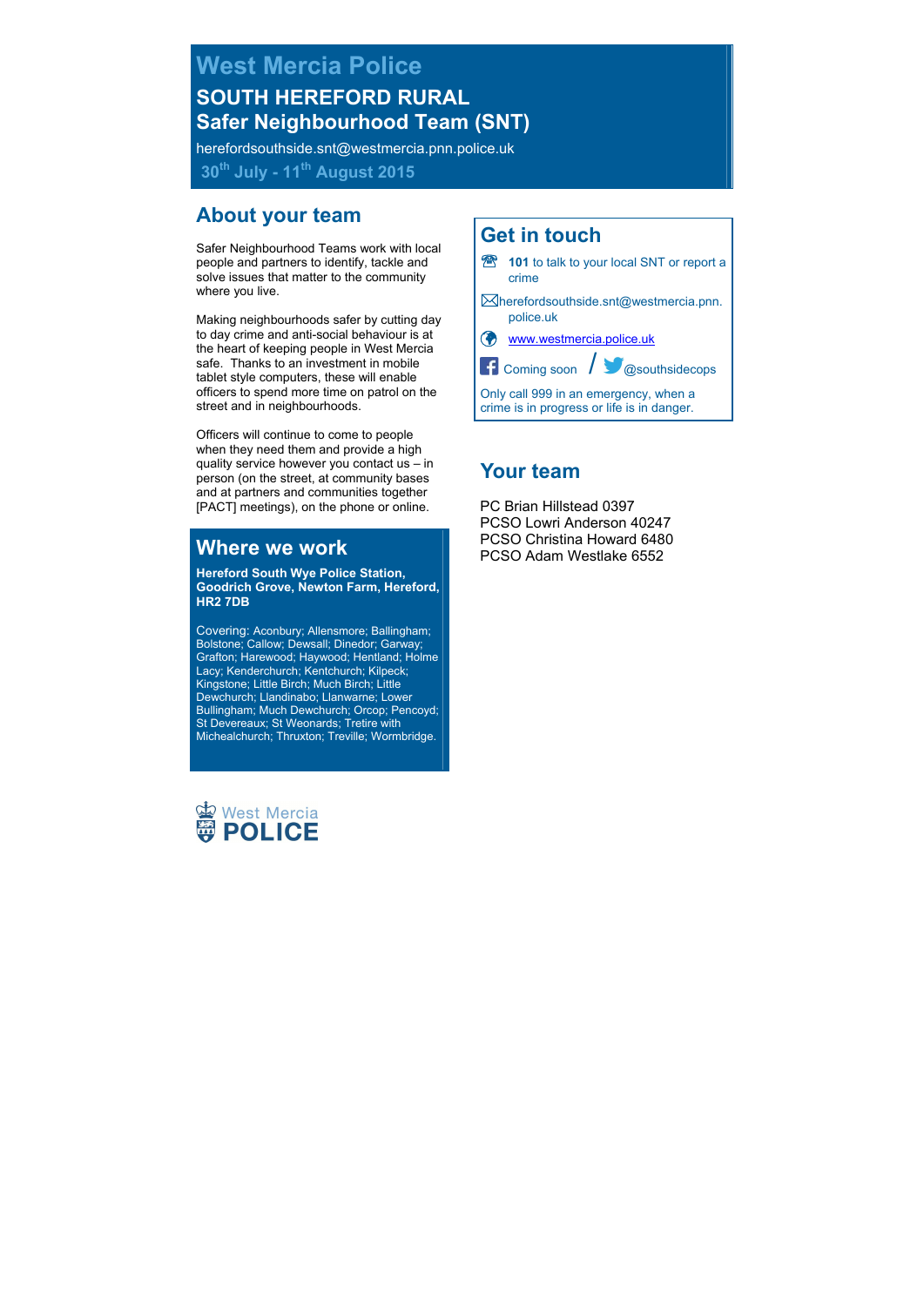# West Mercia Police

## SOUTH HEREFORD RURAL
## Safer Neighbourhood Team (SNT)

herefordsouthside.snt@westmercia.pnn.police.uk

**30th July - 11th August 2015**

## About your team

Safer Neighbourhood Teams work with local people and partners to identify, tackle and solve issues that matter to the community where you live.

Making neighbourhoods safer by cutting day to day crime and anti-social behaviour is at the heart of keeping people in West Mercia safe. Thanks to an investment in mobile tablet style computers, these will enable officers to spend more time on patrol on the street and in neighbourhoods.

Officers will continue to come to people when they need them and provide a high quality service however you contact us – in person (on the street, at community bases and at partners and communities together [PACT] meetings), on the phone or online.

## Where we work

**Hereford South Wye Police Station, Goodrich Grove, Newton Farm, Hereford, HR2 7DB**

Covering: Aconbury; Allensmore; Ballingham; Bolstone; Callow; Dewsall; Dinedor; Garway; Grafton; Harewood; Haywood; Hentland; Holme Lacy; Kenderchurch; Kentchurch; Kilpeck; Kingstone; Little Birch; Much Birch; Little Dewchurch; Llandinabo; Llanwarne; Lower Bullingham; Much Dewchurch; Orcop; Pencoyd; St Devereaux; St Weonards; Tretire with Michealchurch; Thruxton; Treville; Wormbridge.

## Get in touch

**101** to talk to your local SNT or report a crime

herefordsouthside.snt@westmercia.pnn.police.uk

www.westmercia.police.uk

Coming soon / @southsidecops

Only call 999 in an emergency, when a crime is in progress or life is in danger.

## Your team

PC Brian Hillstead 0397
PCSO Lowri Anderson 40247
PCSO Christina Howard 6480
PCSO Adam Westlake 6552

West Mercia POLICE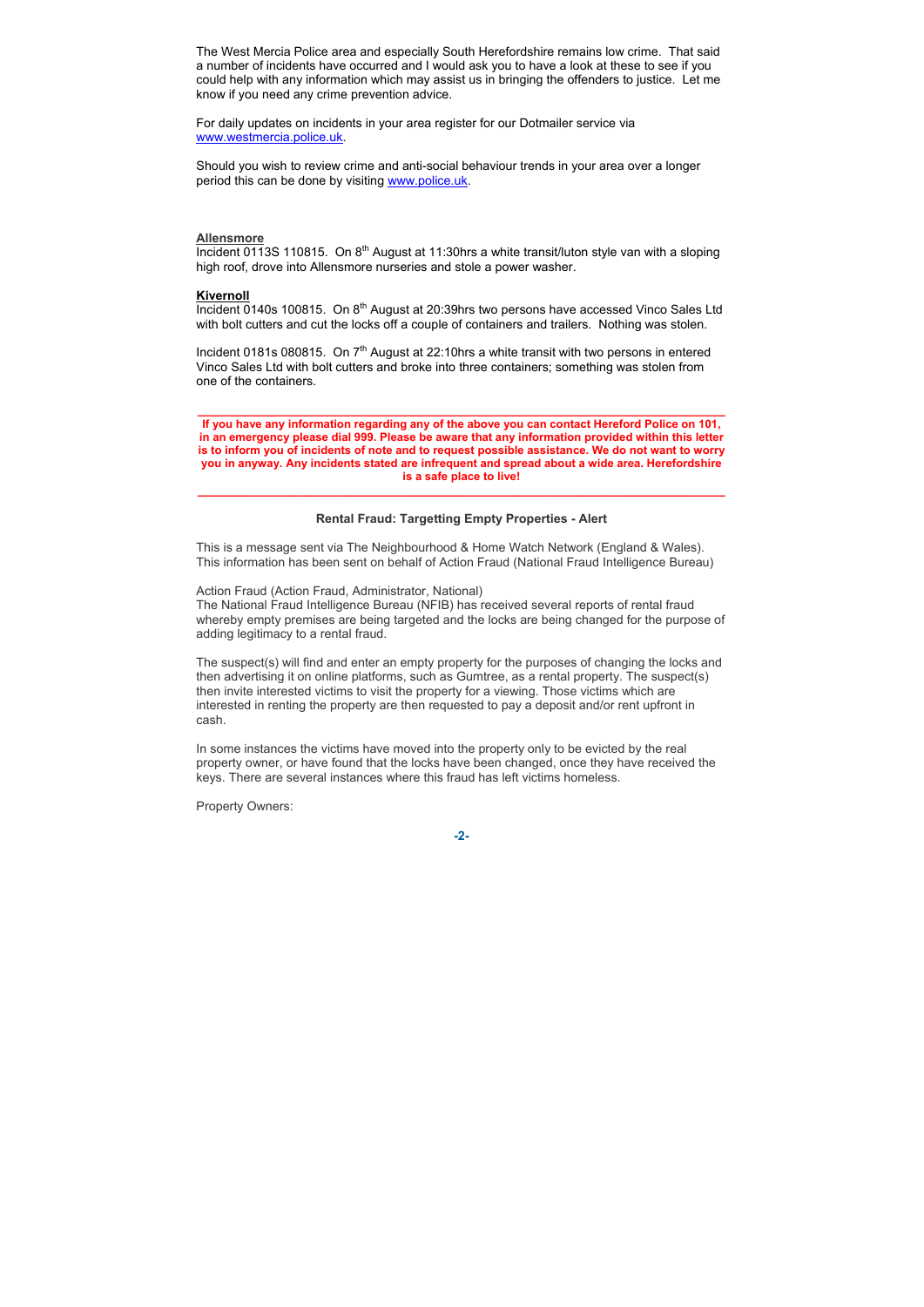The West Mercia Police area and especially South Herefordshire remains low crime. That said a number of incidents have occurred and I would ask you to have a look at these to see if you could help with any information which may assist us in bringing the offenders to justice. Let me know if you need any crime prevention advice.

For daily updates on incidents in your area register for our Dotmailer service via www.westmercia.police.uk.

Should you wish to review crime and anti-social behaviour trends in your area over a longer period this can be done by visiting www.police.uk.

**Allensmore**

Incident 0113S 110815. On 8th August at 11:30hrs a white transit/luton style van with a sloping high roof, drove into Allensmore nurseries and stole a power washer.

**Kivernoll**

Incident 0140s 100815. On 8th August at 20:39hrs two persons have accessed Vinco Sales Ltd with bolt cutters and cut the locks off a couple of containers and trailers. Nothing was stolen.

Incident 0181s 080815. On 7th August at 22:10hrs a white transit with two persons in entered Vinco Sales Ltd with bolt cutters and broke into three containers; something was stolen from one of the containers.

---

**If you have any information regarding any of the above you can contact Hereford Police on 101, in an emergency please dial 999. Please be aware that any information provided within this letter is to inform you of incidents of note and to request possible assistance. We do not want to worry you in anyway. Any incidents stated are infrequent and spread about a wide area. Herefordshire is a safe place to live!**

---

**Rental Fraud: Targetting Empty Properties - Alert**

This is a message sent via The Neighbourhood & Home Watch Network (England & Wales). This information has been sent on behalf of Action Fraud (National Fraud Intelligence Bureau)

Action Fraud (Action Fraud, Administrator, National)
The National Fraud Intelligence Bureau (NFIB) has received several reports of rental fraud whereby empty premises are being targeted and the locks are being changed for the purpose of adding legitimacy to a rental fraud.

The suspect(s) will find and enter an empty property for the purposes of changing the locks and then advertising it on online platforms, such as Gumtree, as a rental property. The suspect(s) then invite interested victims to visit the property for a viewing. Those victims which are interested in renting the property are then requested to pay a deposit and/or rent upfront in cash.

In some instances the victims have moved into the property only to be evicted by the real property owner, or have found that the locks have been changed, once they have received the keys. There are several instances where this fraud has left victims homeless.

Property Owners: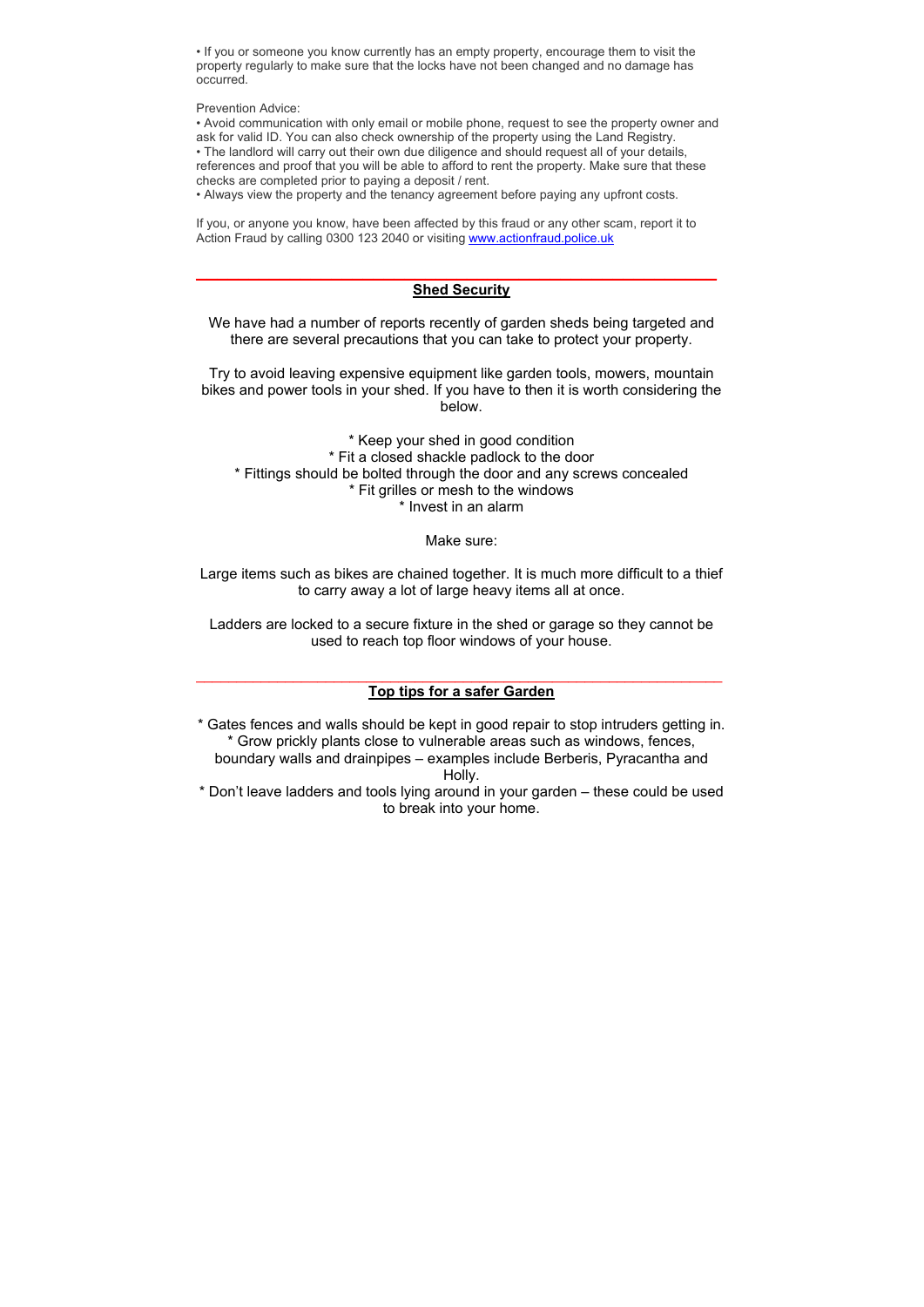• If you or someone you know currently has an empty property, encourage them to visit the property regularly to make sure that the locks have not been changed and no damage has occurred.

Prevention Advice:

• Avoid communication with only email or mobile phone, request to see the property owner and ask for valid ID. You can also check ownership of the property using the Land Registry.
• The landlord will carry out their own due diligence and should request all of your details, references and proof that you will be able to afford to rent the property. Make sure that these checks are completed prior to paying a deposit / rent.
• Always view the property and the tenancy agreement before paying any upfront costs.

If you, or anyone you know, have been affected by this fraud or any other scam, report it to Action Fraud by calling 0300 123 2040 or visiting [www.actionfraud.police.uk](http://www.actionfraud.police.uk)

---

## Shed Security

We have had a number of reports recently of garden sheds being targeted and there are several precautions that you can take to protect your property.

Try to avoid leaving expensive equipment like garden tools, mowers, mountain bikes and power tools in your shed. If you have to then it is worth considering the below.

* Keep your shed in good condition
* Fit a closed shackle padlock to the door
* Fittings should be bolted through the door and any screws concealed
* Fit grilles or mesh to the windows
* Invest in an alarm

Make sure:

Large items such as bikes are chained together. It is much more difficult to a thief to carry away a lot of large heavy items all at once.

Ladders are locked to a secure fixture in the shed or garage so they cannot be used to reach top floor windows of your house.

---

## Top tips for a safer Garden

* Gates fences and walls should be kept in good repair to stop intruders getting in.
* Grow prickly plants close to vulnerable areas such as windows, fences, boundary walls and drainpipes – examples include Berberis, Pyracantha and Holly.
* Don't leave ladders and tools lying around in your garden – these could be used to break into your home.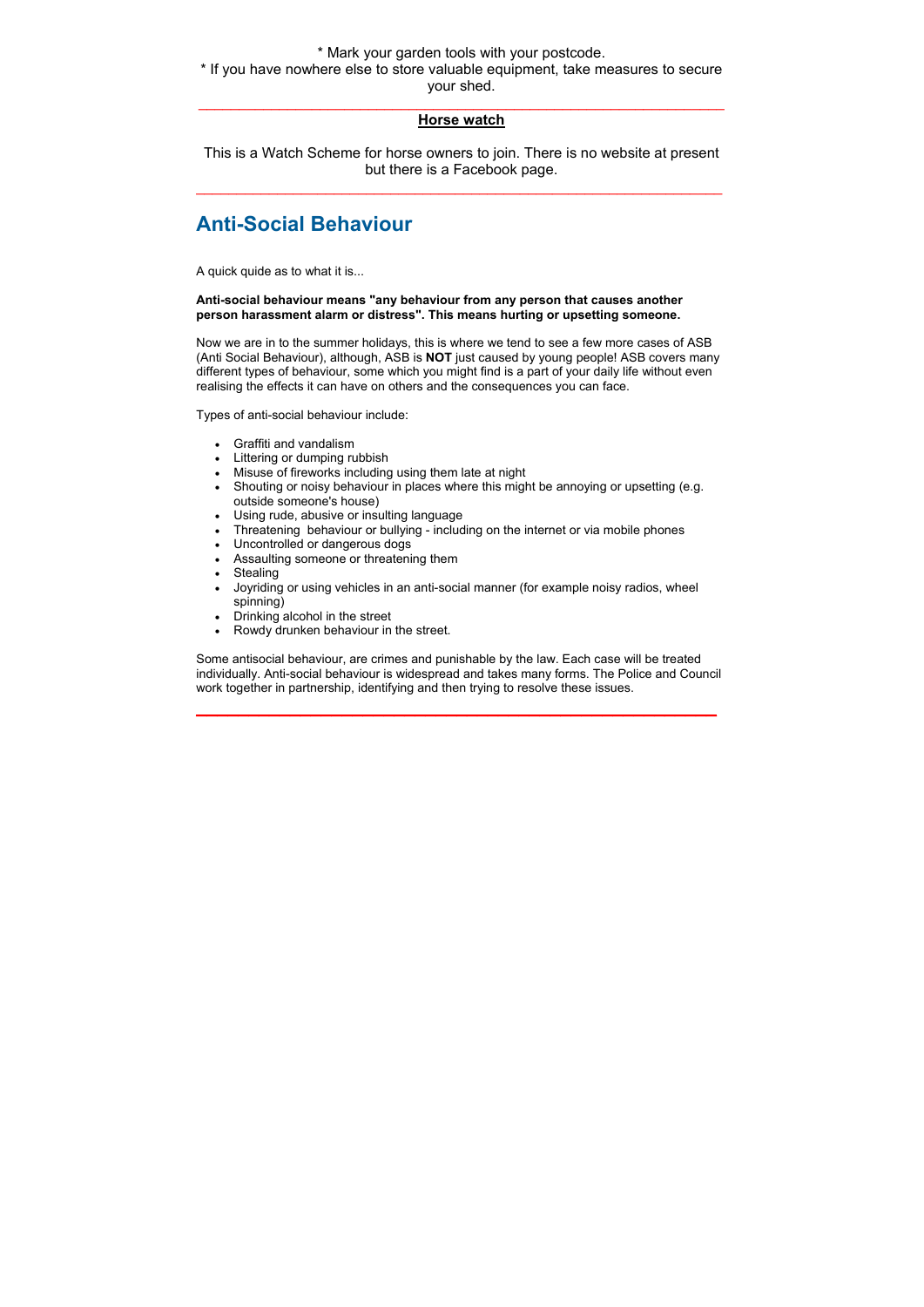* Mark your garden tools with your postcode.
* If you have nowhere else to store valuable equipment, take measures to secure your shed.

---

**Horse watch**

This is a Watch Scheme for horse owners to join. There is no website at present but there is a Facebook page.

---

## Anti-Social Behaviour

A quick guide as to what it is...

**Anti-social behaviour means "any behaviour from any person that causes another person harassment alarm or distress". This means hurting or upsetting someone.**

Now we are in to the summer holidays, this is where we tend to see a few more cases of ASB (Anti Social Behaviour), although, ASB is **NOT** just caused by young people! ASB covers many different types of behaviour, some which you might find is a part of your daily life without even realising the effects it can have on others and the consequences you can face.

Types of anti-social behaviour include:

- Graffiti and vandalism
- Littering or dumping rubbish
- Misuse of fireworks including using them late at night
- Shouting or noisy behaviour in places where this might be annoying or upsetting (e.g. outside someone's house)
- Using rude, abusive or insulting language
- Threatening behaviour or bullying - including on the internet or via mobile phones
- Uncontrolled or dangerous dogs
- Assaulting someone or threatening them
- Stealing
- Joyriding or using vehicles in an anti-social manner (for example noisy radios, wheel spinning)
- Drinking alcohol in the street
- Rowdy drunken behaviour in the street.

Some antisocial behaviour, are crimes and punishable by the law. Each case will be treated individually. Anti-social behaviour is widespread and takes many forms. The Police and Council work together in partnership, identifying and then trying to resolve these issues.

---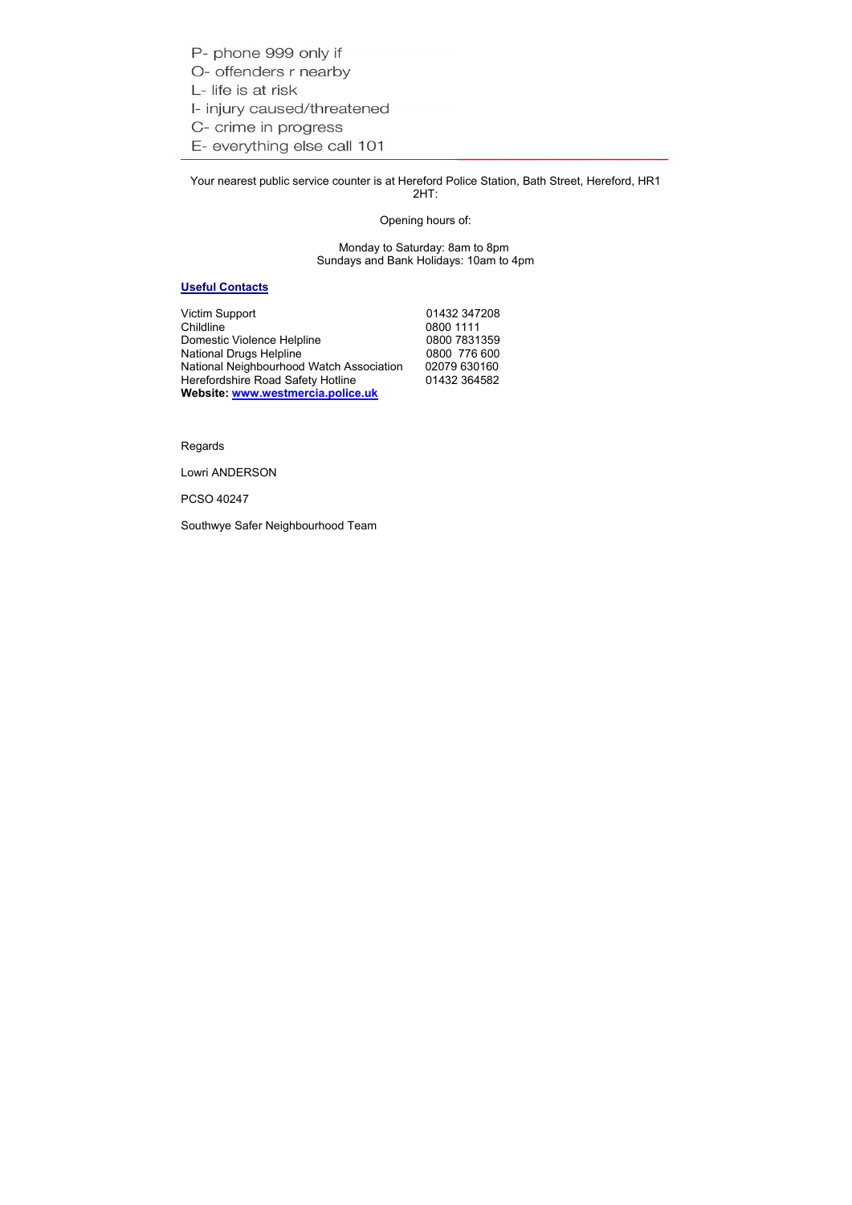P- phone 999 only if
O- offenders r nearby
L- life is at risk
I- injury caused/threatened
C- crime in progress
E- everything else call 101

---

Your nearest public service counter is at Hereford Police Station, Bath Street, Hereford, HR1 2HT:

Opening hours of:

Monday to Saturday: 8am to 8pm
Sundays and Bank Holidays: 10am to 4pm

**Useful Contacts**

| | |
|---|---|
| Victim Support | 01432 347208 |
| Childline | 0800 1111 |
| Domestic Violence Helpline | 0800 7831359 |
| National Drugs Helpline | 0800 776 600 |
| National Neighbourhood Watch Association | 02079 630160 |
| Herefordshire Road Safety Hotline | 01432 364582 |

**Website: www.westmercia.police.uk**

Regards

Lowri ANDERSON

PCSO 40247

Southwye Safer Neighbourhood Team